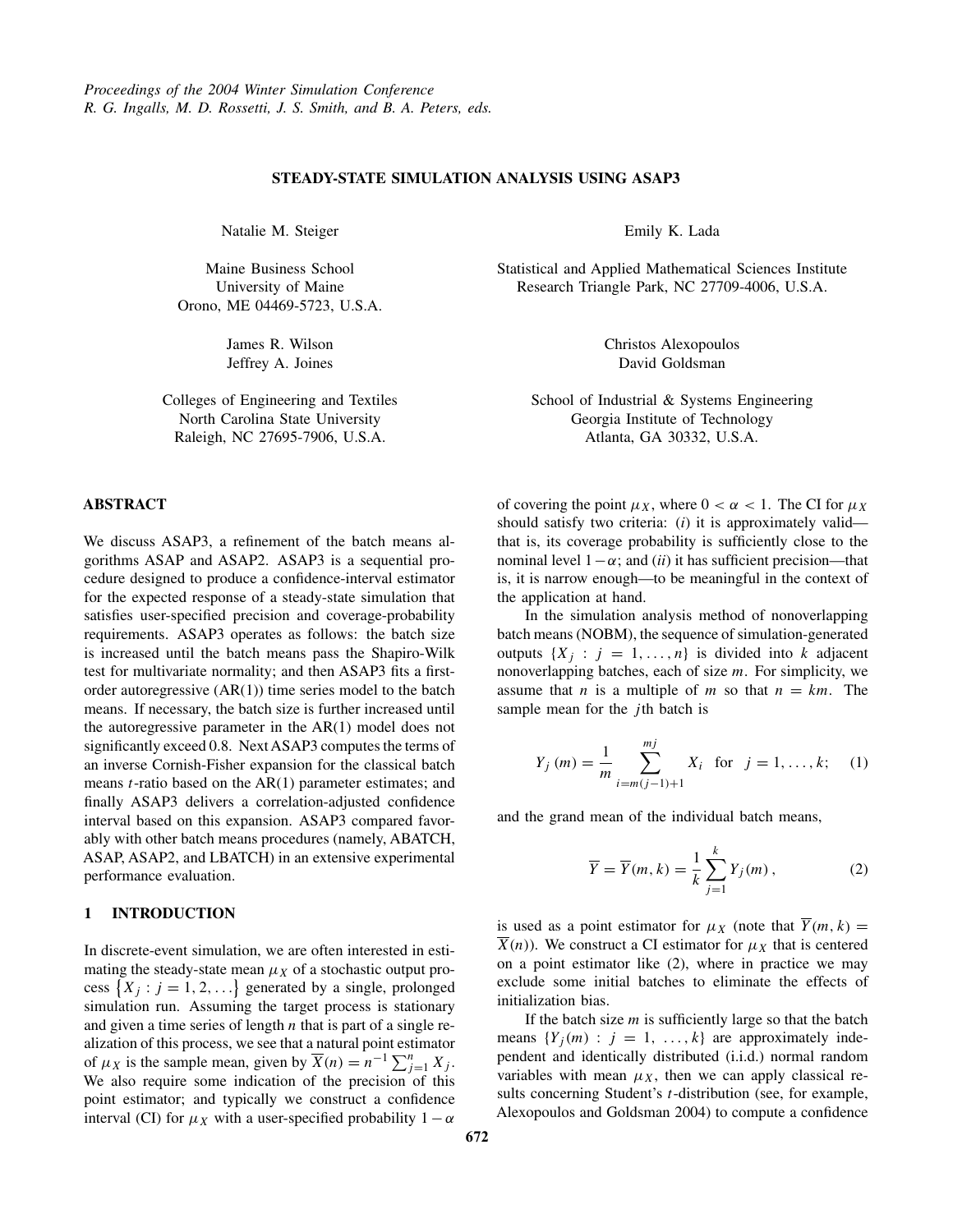# STEADY-STATE SIMULATION ANALYSIS USING ASAP3

Natalie M. Steiger

Maine Business School
University of Maine
Orono, ME 04469-5723, U.S.A.

Emily K. Lada

Statistical and Applied Mathematical Sciences Institute
Research Triangle Park, NC 27709-4006, U.S.A.

James R. Wilson
Jeffrey A. Joines

Colleges of Engineering and Textiles
North Carolina State University
Raleigh, NC 27695-7906, U.S.A.

Christos Alexopoulos
David Goldsman

School of Industrial & Systems Engineering
Georgia Institute of Technology
Atlanta, GA 30332, U.S.A.

## ABSTRACT

We discuss ASAP3, a refinement of the batch means algorithms ASAP and ASAP2. ASAP3 is a sequential procedure designed to produce a confidence-interval estimator for the expected response of a steady-state simulation that satisfies user-specified precision and coverage-probability requirements. ASAP3 operates as follows: the batch size is increased until the batch means pass the Shapiro-Wilk test for multivariate normality; and then ASAP3 fits a first-order autoregressive (AR(1)) time series model to the batch means. If necessary, the batch size is further increased until the autoregressive parameter in the AR(1) model does not significantly exceed 0.8. Next ASAP3 computes the terms of an inverse Cornish-Fisher expansion for the classical batch means $t$-ratio based on the AR(1) parameter estimates; and finally ASAP3 delivers a correlation-adjusted confidence interval based on this expansion. ASAP3 compared favorably with other batch means procedures (namely, ABATCH, ASAP, ASAP2, and LBATCH) in an extensive experimental performance evaluation.

## 1 INTRODUCTION

In discrete-event simulation, we are often interested in estimating the steady-state mean $\mu_X$ of a stochastic output process $\{X_j : j = 1, 2, \ldots\}$ generated by a single, prolonged simulation run. Assuming the target process is stationary and given a time series of length $n$ that is part of a single realization of this process, we see that a natural point estimator of $\mu_X$ is the sample mean, given by $\overline{X}(n) = n^{-1}\sum_{j=1}^{n} X_j$. We also require some indication of the precision of this point estimator; and typically we construct a confidence interval (CI) for $\mu_X$ with a user-specified probability $1-\alpha$ of covering the point $\mu_X$, where $0 < \alpha < 1$. The CI for $\mu_X$ should satisfy two criteria: (*i*) it is approximately valid—that is, its coverage probability is sufficiently close to the nominal level $1-\alpha$; and (*ii*) it has sufficient precision—that is, it is narrow enough—to be meaningful in the context of the application at hand.

In the simulation analysis method of nonoverlapping batch means (NOBM), the sequence of simulation-generated outputs $\{X_j : j = 1, \ldots, n\}$ is divided into $k$ adjacent nonoverlapping batches, each of size $m$. For simplicity, we assume that $n$ is a multiple of $m$ so that $n = km$. The sample mean for the $j$th batch is

$$Y_j(m) = \frac{1}{m}\sum_{i=m(j-1)+1}^{mj} X_i \quad \text{for} \quad j = 1, \ldots, k; \qquad (1)$$

and the grand mean of the individual batch means,

$$\overline{Y} = \overline{Y}(m,k) = \frac{1}{k}\sum_{j=1}^{k} Y_j(m)\,, \qquad (2)$$

is used as a point estimator for $\mu_X$ (note that $\overline{Y}(m,k) = \overline{X}(n)$). We construct a CI estimator for $\mu_X$ that is centered on a point estimator like (2), where in practice we may exclude some initial batches to eliminate the effects of initialization bias.

If the batch size $m$ is sufficiently large so that the batch means $\{Y_j(m) : j = 1, \ldots, k\}$ are approximately independent and identically distributed (i.i.d.) normal random variables with mean $\mu_X$, then we can apply classical results concerning Student's $t$-distribution (see, for example, Alexopoulos and Goldsman 2004) to compute a confidence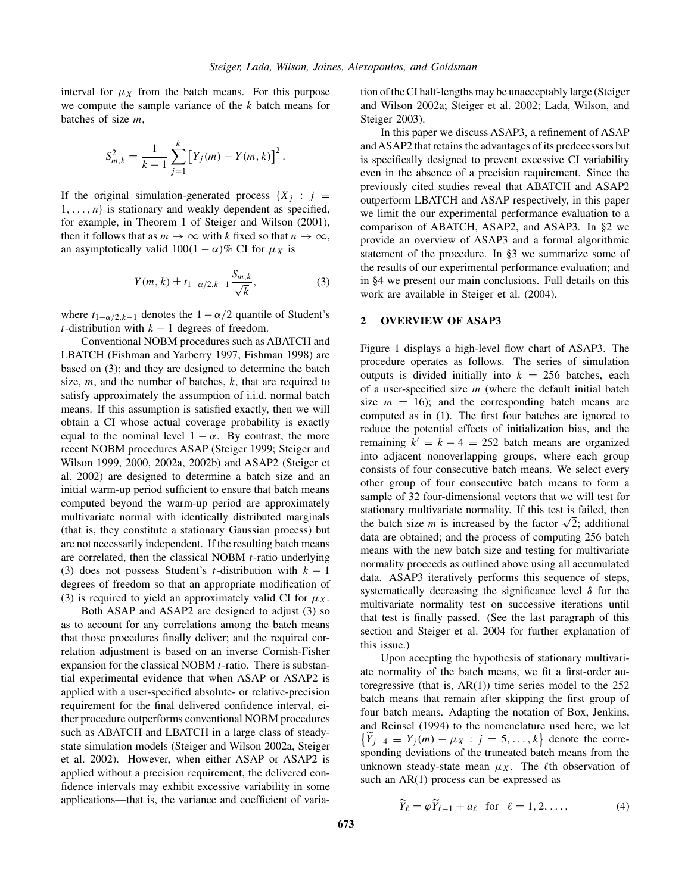interval for $\mu_X$ from the batch means. For this purpose we compute the sample variance of the $k$ batch means for batches of size $m$,

$$S_{m,k}^2 = \frac{1}{k-1}\sum_{j=1}^{k}\left[Y_j(m) - \overline{Y}(m,k)\right]^2.$$

If the original simulation-generated process $\{X_j : j = 1, \ldots, n\}$ is stationary and weakly dependent as specified, for example, in Theorem 1 of Steiger and Wilson (2001), then it follows that as $m \to \infty$ with $k$ fixed so that $n \to \infty$, an asymptotically valid $100(1-\alpha)\%$ CI for $\mu_X$ is

$$\overline{Y}(m,k) \pm t_{1-\alpha/2,k-1}\frac{S_{m,k}}{\sqrt{k}}, \tag{3}$$

where $t_{1-\alpha/2,k-1}$ denotes the $1-\alpha/2$ quantile of Student's $t$-distribution with $k-1$ degrees of freedom.

Conventional NOBM procedures such as ABATCH and LBATCH (Fishman and Yarberry 1997, Fishman 1998) are based on (3); and they are designed to determine the batch size, $m$, and the number of batches, $k$, that are required to satisfy approximately the assumption of i.i.d. normal batch means. If this assumption is satisfied exactly, then we will obtain a CI whose actual coverage probability is exactly equal to the nominal level $1-\alpha$. By contrast, the more recent NOBM procedures ASAP (Steiger 1999; Steiger and Wilson 1999, 2000, 2002a, 2002b) and ASAP2 (Steiger et al. 2002) are designed to determine a batch size and an initial warm-up period sufficient to ensure that batch means computed beyond the warm-up period are approximately multivariate normal with identically distributed marginals (that is, they constitute a stationary Gaussian process) but are not necessarily independent. If the resulting batch means are correlated, then the classical NOBM $t$-ratio underlying (3) does not possess Student's $t$-distribution with $k-1$ degrees of freedom so that an appropriate modification of (3) is required to yield an approximately valid CI for $\mu_X$.

Both ASAP and ASAP2 are designed to adjust (3) so as to account for any correlations among the batch means that those procedures finally deliver; and the required correlation adjustment is based on an inverse Cornish-Fisher expansion for the classical NOBM $t$-ratio. There is substantial experimental evidence that when ASAP or ASAP2 is applied with a user-specified absolute- or relative-precision requirement for the final delivered confidence interval, either procedure outperforms conventional NOBM procedures such as ABATCH and LBATCH in a large class of steady-state simulation models (Steiger and Wilson 2002a, Steiger et al. 2002). However, when either ASAP or ASAP2 is applied without a precision requirement, the delivered confidence intervals may exhibit excessive variability in some applications—that is, the variance and coefficient of variation of the CI half-lengths may be unacceptably large (Steiger and Wilson 2002a; Steiger et al. 2002; Lada, Wilson, and Steiger 2003).

In this paper we discuss ASAP3, a refinement of ASAP and ASAP2 that retains the advantages of its predecessors but is specifically designed to prevent excessive CI variability even in the absence of a precision requirement. Since the previously cited studies reveal that ABATCH and ASAP2 outperform LBATCH and ASAP respectively, in this paper we limit the our experimental performance evaluation to a comparison of ABATCH, ASAP2, and ASAP3. In §2 we provide an overview of ASAP3 and a formal algorithmic statement of the procedure. In §3 we summarize some of the results of our experimental performance evaluation; and in §4 we present our main conclusions. Full details on this work are available in Steiger et al. (2004).

## 2 OVERVIEW OF ASAP3

Figure 1 displays a high-level flow chart of ASAP3. The procedure operates as follows. The series of simulation outputs is divided initially into $k = 256$ batches, each of a user-specified size $m$ (where the default initial batch size $m = 16$); and the corresponding batch means are computed as in (1). The first four batches are ignored to reduce the potential effects of initialization bias, and the remaining $k' = k - 4 = 252$ batch means are organized into adjacent nonoverlapping groups, where each group consists of four consecutive batch means. We select every other group of four consecutive batch means to form a sample of 32 four-dimensional vectors that we will test for stationary multivariate normality. If this test is failed, then the batch size $m$ is increased by the factor $\sqrt{2}$; additional data are obtained; and the process of computing 256 batch means with the new batch size and testing for multivariate normality proceeds as outlined above using all accumulated data. ASAP3 iteratively performs this sequence of steps, systematically decreasing the significance level $\delta$ for the multivariate normality test on successive iterations until that test is finally passed. (See the last paragraph of this section and Steiger et al. 2004 for further explanation of this issue.)

Upon accepting the hypothesis of stationary multivariate normality of the batch means, we fit a first-order autoregressive (that is, AR(1)) time series model to the 252 batch means that remain after skipping the first group of four batch means. Adapting the notation of Box, Jenkins, and Reinsel (1994) to the nomenclature used here, we let $\left\{\widetilde{Y}_{j-4} \equiv Y_j(m) - \mu_X : j = 5, \ldots, k\right\}$ denote the corresponding deviations of the truncated batch means from the unknown steady-state mean $\mu_X$. The $\ell$th observation of such an AR(1) process can be expressed as

$$\widetilde{Y}_\ell = \varphi \widetilde{Y}_{\ell-1} + a_\ell \quad \text{for} \quad \ell = 1, 2, \ldots, \tag{4}$$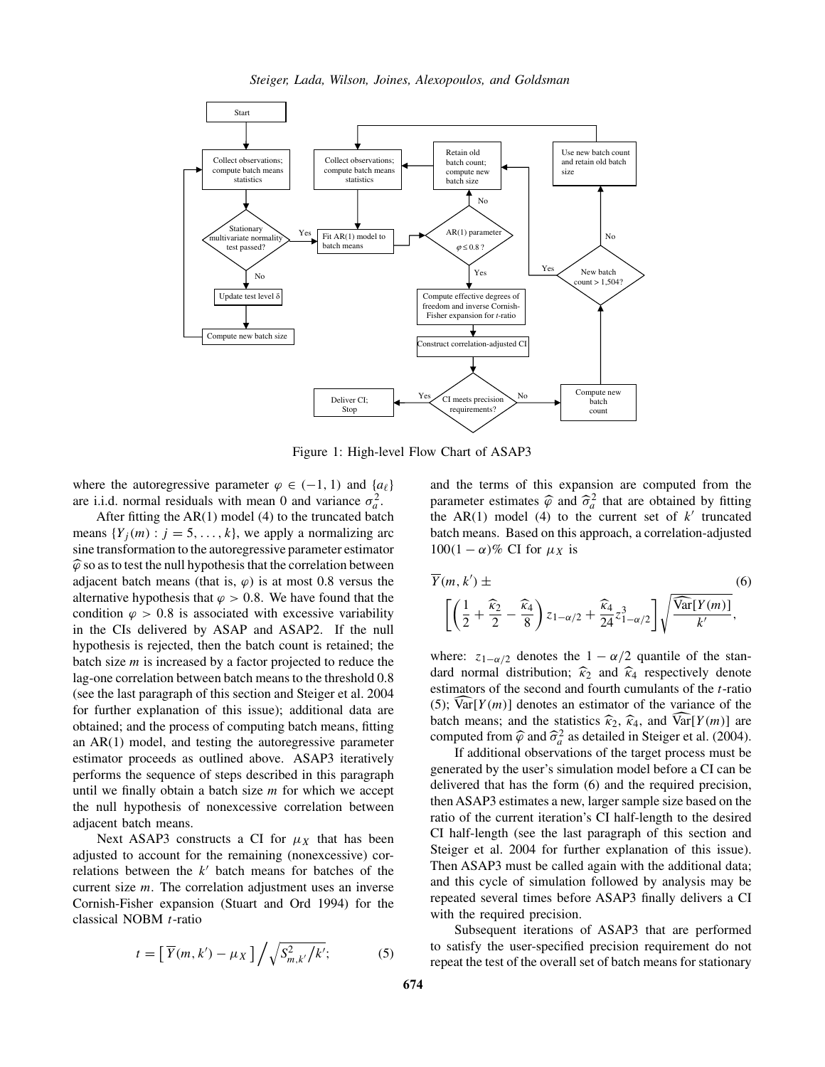Figure 1: High-level Flow Chart of ASAP3

where the autoregressive parameter $\varphi \in (-1, 1)$ and $\{a_\ell\}$ are i.i.d. normal residuals with mean 0 and variance $\sigma_a^2$.

After fitting the AR(1) model (4) to the truncated batch means $\{Y_j(m) : j = 5, \ldots, k\}$, we apply a normalizing arc sine transformation to the autoregressive parameter estimator $\widehat{\varphi}$ so as to test the null hypothesis that the correlation between adjacent batch means (that is, $\varphi$) is at most 0.8 versus the alternative hypothesis that $\varphi > 0.8$. We have found that the condition $\varphi > 0.8$ is associated with excessive variability in the CIs delivered by ASAP and ASAP2. If the null hypothesis is rejected, then the batch count is retained; the batch size $m$ is increased by a factor projected to reduce the lag-one correlation between batch means to the threshold 0.8 (see the last paragraph of this section and Steiger et al. 2004 for further explanation of this issue); additional data are obtained; and the process of computing batch means, fitting an AR(1) model, and testing the autoregressive parameter estimator proceeds as outlined above. ASAP3 iteratively performs the sequence of steps described in this paragraph until we finally obtain a batch size $m$ for which we accept the null hypothesis of nonexcessive correlation between adjacent batch means.

Next ASAP3 constructs a CI for $\mu_X$ that has been adjusted to account for the remaining (nonexcessive) correlations between the $k'$ batch means for batches of the current size $m$. The correlation adjustment uses an inverse Cornish-Fisher expansion (Stuart and Ord 1994) for the classical NOBM $t$-ratio

$$t = \left[\,\overline{Y}(m, k') - \mu_X\,\right] \Big/ \sqrt{S^2_{m,k'}\big/k'}; \tag{5}$$

and the terms of this expansion are computed from the parameter estimates $\widehat{\varphi}$ and $\widehat{\sigma}_a^2$ that are obtained by fitting the AR(1) model (4) to the current set of $k'$ truncated batch means. Based on this approach, a correlation-adjusted $100(1-\alpha)\%$ CI for $\mu_X$ is

$$\overline{Y}(m, k') \pm \left[\left(\frac{1}{2} + \frac{\widehat{\kappa}_2}{2} - \frac{\widehat{\kappa}_4}{8}\right) z_{1-\alpha/2} + \frac{\widehat{\kappa}_4}{24} z^3_{1-\alpha/2}\right] \sqrt{\frac{\widehat{\text{Var}}[Y(m)]}{k'}}, \tag{6}$$

where: $z_{1-\alpha/2}$ denotes the $1-\alpha/2$ quantile of the standard normal distribution; $\widehat{\kappa}_2$ and $\widehat{\kappa}_4$ respectively denote estimators of the second and fourth cumulants of the $t$-ratio (5); $\widehat{\text{Var}}[Y(m)]$ denotes an estimator of the variance of the batch means; and the statistics $\widehat{\kappa}_2$, $\widehat{\kappa}_4$, and $\widehat{\text{Var}}[Y(m)]$ are computed from $\widehat{\varphi}$ and $\widehat{\sigma}_a^2$ as detailed in Steiger et al. (2004).

If additional observations of the target process must be generated by the user's simulation model before a CI can be delivered that has the form (6) and the required precision, then ASAP3 estimates a new, larger sample size based on the ratio of the current iteration's CI half-length to the desired CI half-length (see the last paragraph of this section and Steiger et al. 2004 for further explanation of this issue). Then ASAP3 must be called again with the additional data; and this cycle of simulation followed by analysis may be repeated several times before ASAP3 finally delivers a CI with the required precision.

Subsequent iterations of ASAP3 that are performed to satisfy the user-specified precision requirement do not repeat the test of the overall set of batch means for stationary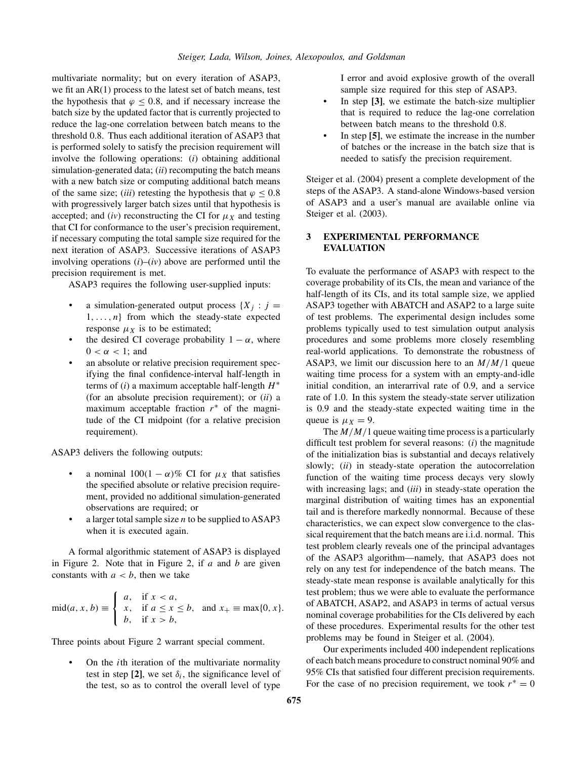multivariate normality; but on every iteration of ASAP3, we fit an AR(1) process to the latest set of batch means, test the hypothesis that $\varphi \leq 0.8$, and if necessary increase the batch size by the updated factor that is currently projected to reduce the lag-one correlation between batch means to the threshold 0.8. Thus each additional iteration of ASAP3 that is performed solely to satisfy the precision requirement will involve the following operations: (*i*) obtaining additional simulation-generated data; (*ii*) recomputing the batch means with a new batch size or computing additional batch means of the same size; (*iii*) retesting the hypothesis that $\varphi \leq 0.8$ with progressively larger batch sizes until that hypothesis is accepted; and (*iv*) reconstructing the CI for $\mu_X$ and testing that CI for conformance to the user's precision requirement, if necessary computing the total sample size required for the next iteration of ASAP3. Successive iterations of ASAP3 involving operations (*i*)–(*iv*) above are performed until the precision requirement is met.

ASAP3 requires the following user-supplied inputs:

- a simulation-generated output process $\{X_j : j = 1, \ldots, n\}$ from which the steady-state expected response $\mu_X$ is to be estimated;
- the desired CI coverage probability $1 - \alpha$, where $0 < \alpha < 1$; and
- an absolute or relative precision requirement specifying the final confidence-interval half-length in terms of (*i*) a maximum acceptable half-length $H^*$ (for an absolute precision requirement); or (*ii*) a maximum acceptable fraction $r^*$ of the magnitude of the CI midpoint (for a relative precision requirement).

ASAP3 delivers the following outputs:

- a nominal $100(1 - \alpha)$% CI for $\mu_X$ that satisfies the specified absolute or relative precision requirement, provided no additional simulation-generated observations are required; or
- a larger total sample size $n$ to be supplied to ASAP3 when it is executed again.

A formal algorithmic statement of ASAP3 is displayed in Figure 2. Note that in Figure 2, if $a$ and $b$ are given constants with $a < b$, then we take

$$\text{mid}(a, x, b) \equiv \begin{cases} a, & \text{if } x < a, \\ x, & \text{if } a \leq x \leq b, \\ b, & \text{if } x > b, \end{cases} \quad \text{and } x_+ \equiv \max\{0, x\}.$$

Three points about Figure 2 warrant special comment.

- On the $i$th iteration of the multivariate normality test in step **[2]**, we set $\delta_i$, the significance level of the test, so as to control the overall level of type I error and avoid explosive growth of the overall sample size required for this step of ASAP3.
- In step **[3]**, we estimate the batch-size multiplier that is required to reduce the lag-one correlation between batch means to the threshold 0.8.
- In step **[5]**, we estimate the increase in the number of batches or the increase in the batch size that is needed to satisfy the precision requirement.

Steiger et al. (2004) present a complete development of the steps of the ASAP3. A stand-alone Windows-based version of ASAP3 and a user's manual are available online via Steiger et al. (2003).

## 3 EXPERIMENTAL PERFORMANCE EVALUATION

To evaluate the performance of ASAP3 with respect to the coverage probability of its CIs, the mean and variance of the half-length of its CIs, and its total sample size, we applied ASAP3 together with ABATCH and ASAP2 to a large suite of test problems. The experimental design includes some problems typically used to test simulation output analysis procedures and some problems more closely resembling real-world applications. To demonstrate the robustness of ASAP3, we limit our discussion here to an $M/M/1$ queue waiting time process for a system with an empty-and-idle initial condition, an interarrival rate of 0.9, and a service rate of 1.0. In this system the steady-state server utilization is 0.9 and the steady-state expected waiting time in the queue is $\mu_X = 9$.

The $M/M/1$ queue waiting time process is a particularly difficult test problem for several reasons: (*i*) the magnitude of the initialization bias is substantial and decays relatively slowly; (*ii*) in steady-state operation the autocorrelation function of the waiting time process decays very slowly with increasing lags; and (*iii*) in steady-state operation the marginal distribution of waiting times has an exponential tail and is therefore markedly nonnormal. Because of these characteristics, we can expect slow convergence to the classical requirement that the batch means are i.i.d. normal. This test problem clearly reveals one of the principal advantages of the ASAP3 algorithm—namely, that ASAP3 does not rely on any test for independence of the batch means. The steady-state mean response is available analytically for this test problem; thus we were able to evaluate the performance of ABATCH, ASAP2, and ASAP3 in terms of actual versus nominal coverage probabilities for the CIs delivered by each of these procedures. Experimental results for the other test problems may be found in Steiger et al. (2004).

Our experiments included 400 independent replications of each batch means procedure to construct nominal 90% and 95% CIs that satisfied four different precision requirements. For the case of no precision requirement, we took $r^* = 0$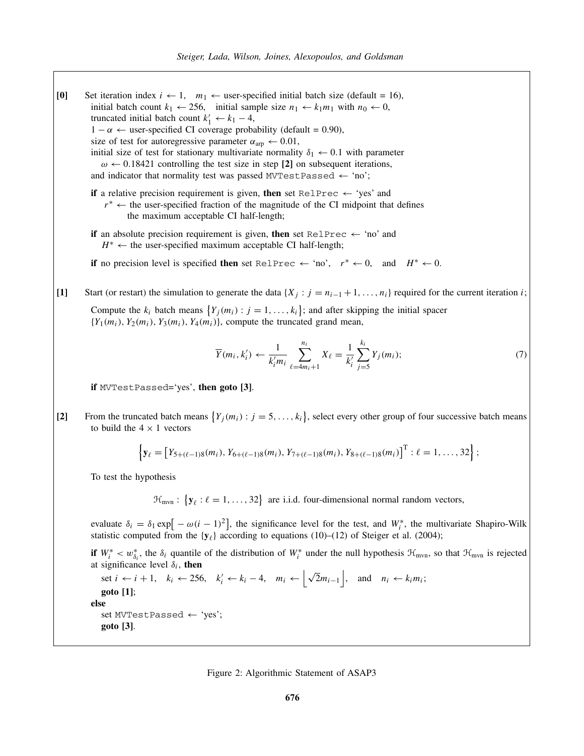**[0]** Set iteration index $i \leftarrow 1$, $m_1 \leftarrow$ user-specified initial batch size (default = 16), initial batch count $k_1 \leftarrow 256$, initial sample size $n_1 \leftarrow k_1 m_1$ with $n_0 \leftarrow 0$, truncated initial batch count $k_1' \leftarrow k_1 - 4$,
$1-\alpha \leftarrow$ user-specified CI coverage probability (default = 0.90),
size of test for autoregressive parameter $\alpha_{\text{arp}} \leftarrow 0.01$,
initial size of test for stationary multivariate normality $\delta_1 \leftarrow 0.1$ with parameter
$\omega \leftarrow 0.18421$ controlling the test size in step **[2]** on subsequent iterations,
and indicator that normality test was passed `MVTestPassed` $\leftarrow$ 'no';

**if** a relative precision requirement is given, **then** set `RelPrec` $\leftarrow$ 'yes' and
$r^* \leftarrow$ the user-specified fraction of the magnitude of the CI midpoint that defines the maximum acceptable CI half-length;

**if** an absolute precision requirement is given, **then** set `RelPrec` $\leftarrow$ 'no' and
$H^* \leftarrow$ the user-specified maximum acceptable CI half-length;

**if** no precision level is specified **then** set `RelPrec` $\leftarrow$ 'no', $r^* \leftarrow 0$, and $H^* \leftarrow 0$.

**[1]** Start (or restart) the simulation to generate the data $\{X_j : j = n_{i-1}+1, \ldots, n_i\}$ required for the current iteration $i$;

Compute the $k_i$ batch means $\{Y_j(m_i) : j = 1, \ldots, k_i\}$; and after skipping the initial spacer $\{Y_1(m_i), Y_2(m_i), Y_3(m_i), Y_4(m_i)\}$, compute the truncated grand mean,

$$\overline{Y}(m_i, k_i') \leftarrow \frac{1}{k_i' m_i} \sum_{\ell=4m_i+1}^{n_i} X_\ell = \frac{1}{k_i'} \sum_{j=5}^{k_i} Y_j(m_i); \tag{7}$$

**if** `MVTestPassed`='yes', **then goto [3]**.

**[2]** From the truncated batch means $\{Y_j(m_i) : j = 5, \ldots, k_i\}$, select every other group of four successive batch means to build the $4 \times 1$ vectors

$$\left\{ \mathbf{y}_\ell = \left[ Y_{5+(\ell-1)8}(m_i), Y_{6+(\ell-1)8}(m_i), Y_{7+(\ell-1)8}(m_i), Y_{8+(\ell-1)8}(m_i) \right]^{\mathrm{T}} : \ell = 1, \ldots, 32 \right\};$$

To test the hypothesis

$$\mathcal{H}_{\text{mvn}} : \left\{ \mathbf{y}_\ell : \ell = 1, \ldots, 32 \right\} \text{ are i.i.d. four-dimensional normal random vectors,}$$

evaluate $\delta_i = \delta_1 \exp\left[ -\omega(i-1)^2 \right]$, the significance level for the test, and $W_i^*$, the multivariate Shapiro-Wilk statistic computed from the $\{\mathbf{y}_\ell\}$ according to equations (10)–(12) of Steiger et al. (2004);

**if** $W_i^* < w_{\delta_i}^*$, the $\delta_i$ quantile of the distribution of $W_i^*$ under the null hypothesis $\mathcal{H}_{\text{mvn}}$, so that $\mathcal{H}_{\text{mvn}}$ is rejected at significance level $\delta_i$, **then**
  set $i \leftarrow i+1$, $k_i \leftarrow 256$, $k_i' \leftarrow k_i - 4$, $m_i \leftarrow \left\lfloor \sqrt{2} m_{i-1} \right\rfloor$, and $n_i \leftarrow k_i m_i$;
  **goto [1]**;
**else**
  set `MVTestPassed` $\leftarrow$ 'yes';
  **goto [3]**.

Figure 2: Algorithmic Statement of ASAP3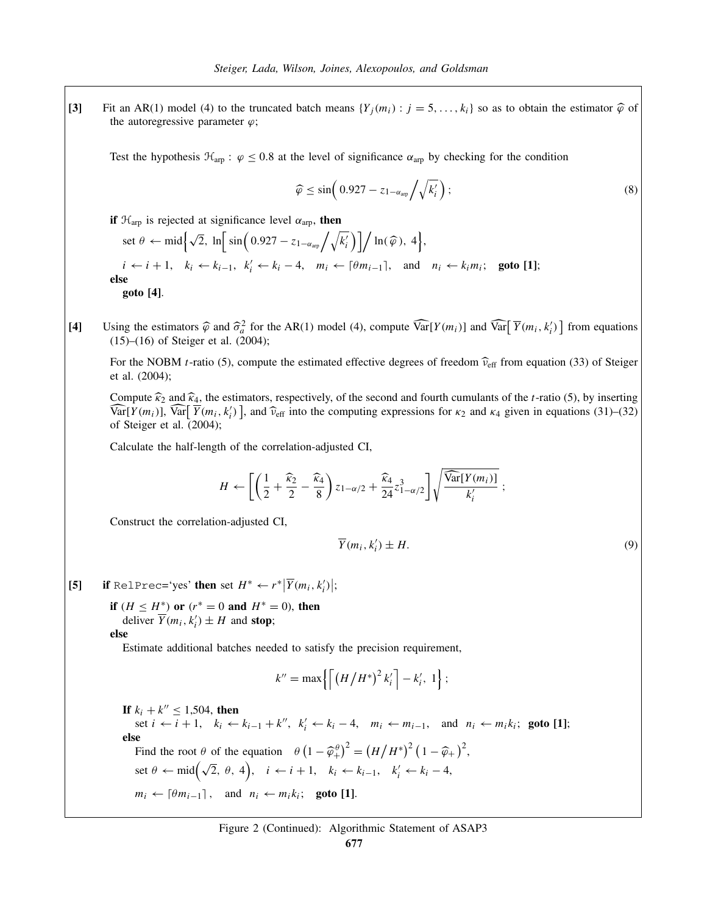**[3]** Fit an AR(1) model (4) to the truncated batch means $\{Y_j(m_i) : j = 5, \ldots, k_i\}$ so as to obtain the estimator $\widehat{\varphi}$ of the autoregressive parameter $\varphi$;

Test the hypothesis $\mathcal{H}_{\text{arp}} : \varphi \leq 0.8$ at the level of significance $\alpha_{\text{arp}}$ by checking for the condition

$$\widehat{\varphi} \leq \sin\Big( 0.927 - z_{1-\alpha_{\text{arp}}} \Big/ \sqrt{k_i'} \Big) ; \tag{8}$$

**if** $\mathcal{H}_{\text{arp}}$ is rejected at significance level $\alpha_{\text{arp}}$, **then**

set $\theta \leftarrow \text{mid}\Big\{ \sqrt{2},\ \ln\Big[ \sin\Big( 0.927 - z_{1-\alpha_{\text{arp}}} \Big/ \sqrt{k_i'} \Big) \Big] \Big/ \ln(\widehat{\varphi}),\ 4 \Big\}$,

$i \leftarrow i + 1$, $k_i \leftarrow k_{i-1}$, $k_i' \leftarrow k_i - 4$, $m_i \leftarrow \lceil \theta m_{i-1} \rceil$, and $n_i \leftarrow k_i m_i$; **goto [1]**;

**else**

**goto [4]**.

**[4]** Using the estimators $\widehat{\varphi}$ and $\widehat{\sigma}_a^2$ for the AR(1) model (4), compute $\widehat{\text{Var}}[Y(m_i)]$ and $\widehat{\text{Var}}\big[\overline{Y}(m_i, k_i')\big]$ from equations (15)–(16) of Steiger et al. (2004);

For the NOBM $t$-ratio (5), compute the estimated effective degrees of freedom $\widehat{\nu}_{\text{eff}}$ from equation (33) of Steiger et al. (2004);

Compute $\widehat{\kappa}_2$ and $\widehat{\kappa}_4$, the estimators, respectively, of the second and fourth cumulants of the $t$-ratio (5), by inserting $\widehat{\text{Var}}[Y(m_i)]$, $\widehat{\text{Var}}\big[\overline{Y}(m_i, k_i')\big]$, and $\widehat{\nu}_{\text{eff}}$ into the computing expressions for $\kappa_2$ and $\kappa_4$ given in equations (31)–(32) of Steiger et al. (2004);

Calculate the half-length of the correlation-adjusted CI,

$$H \leftarrow \left[ \left( \frac{1}{2} + \frac{\widehat{\kappa}_2}{2} - \frac{\widehat{\kappa}_4}{8} \right) z_{1-\alpha/2} + \frac{\widehat{\kappa}_4}{24} z_{1-\alpha/2}^3 \right] \sqrt{\frac{\widehat{\text{Var}}[Y(m_i)]}{k_i'}} \ ;$$

Construct the correlation-adjusted CI,

$$\overline{Y}(m_i, k_i') \pm H. \tag{9}$$

**[5]** **if** `RelPrec`='yes' **then** set $H^* \leftarrow r^* \big|\overline{Y}(m_i, k_i')\big|$;

**if** $(H \leq H^*)$ **or** $(r^* = 0$ **and** $H^* = 0)$, **then**

deliver $\overline{Y}(m_i, k_i') \pm H$ and **stop**;

**else**

Estimate additional batches needed to satisfy the precision requirement,

$$k'' = \max\Big\{ \Big\lceil \big(H \big/ H^*\big)^2 k_i' \Big\rceil - k_i',\ 1 \Big\} ;$$

**If** $k_i + k'' \leq 1{,}504$, **then**

set $i \leftarrow i + 1$, $k_i \leftarrow k_{i-1} + k''$, $k_i' \leftarrow k_i - 4$, $m_i \leftarrow m_{i-1}$, and $n_i \leftarrow m_i k_i$; **goto [1]**;

**else**

Find the root $\theta$ of the equation $\theta \big(1 - \widehat{\varphi}_+^{\theta}\big)^2 = \big(H \big/ H^*\big)^2 \big(1 - \widehat{\varphi}_+\big)^2$,

set $\theta \leftarrow \text{mid}\Big(\sqrt{2},\ \theta,\ 4\Big)$, $i \leftarrow i + 1$, $k_i \leftarrow k_{i-1}$, $k_i' \leftarrow k_i - 4$,

$m_i \leftarrow \lceil \theta m_{i-1} \rceil$, and $n_i \leftarrow m_i k_i$; **goto [1]**.

Figure 2 (Continued): Algorithmic Statement of ASAP3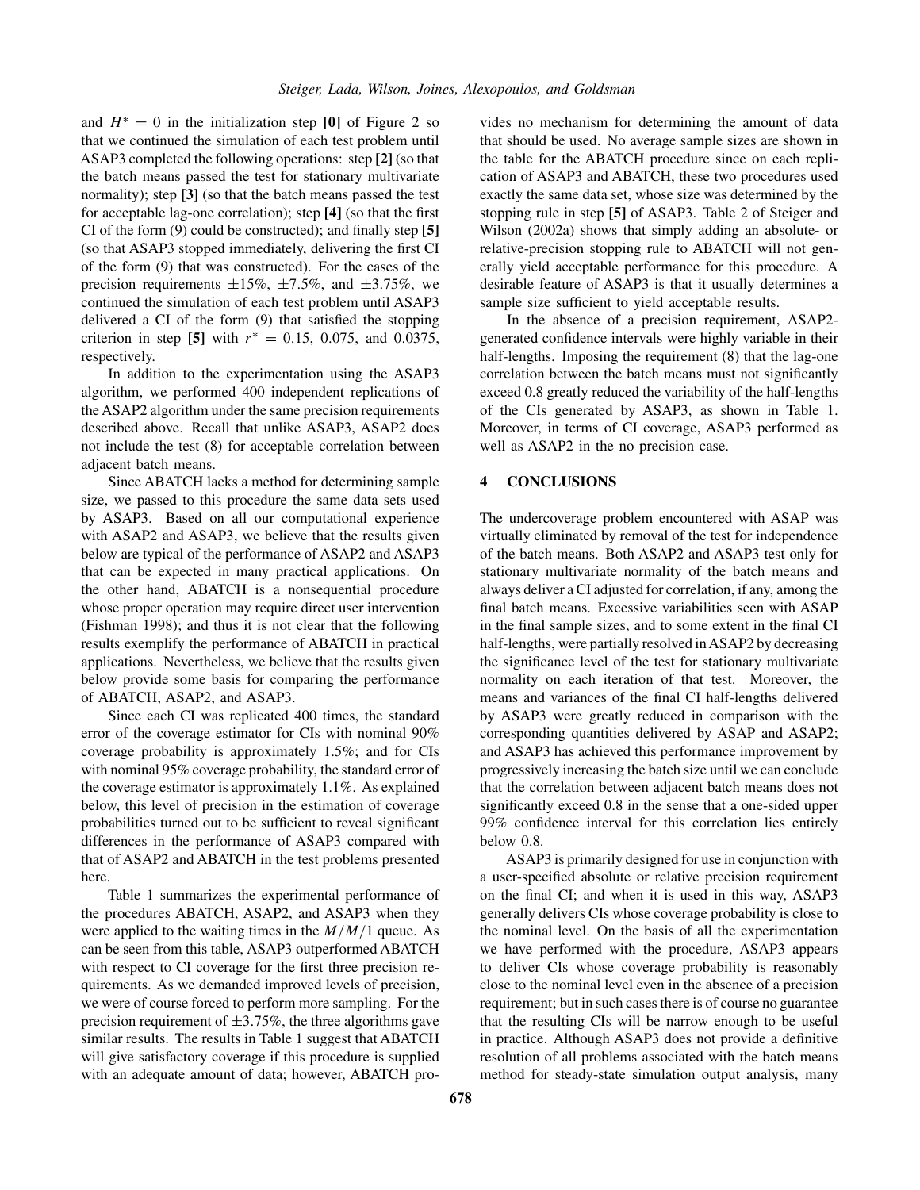and $H^* = 0$ in the initialization step **[0]** of Figure 2 so that we continued the simulation of each test problem until ASAP3 completed the following operations: step **[2]** (so that the batch means passed the test for stationary multivariate normality); step **[3]** (so that the batch means passed the test for acceptable lag-one correlation); step **[4]** (so that the first CI of the form (9) could be constructed); and finally step **[5]** (so that ASAP3 stopped immediately, delivering the first CI of the form (9) that was constructed). For the cases of the precision requirements $\pm 15\%$, $\pm 7.5\%$, and $\pm 3.75\%$, we continued the simulation of each test problem until ASAP3 delivered a CI of the form (9) that satisfied the stopping criterion in step **[5]** with $r^* = 0.15$, $0.075$, and $0.0375$, respectively.

In addition to the experimentation using the ASAP3 algorithm, we performed 400 independent replications of the ASAP2 algorithm under the same precision requirements described above. Recall that unlike ASAP3, ASAP2 does not include the test (8) for acceptable correlation between adjacent batch means.

Since ABATCH lacks a method for determining sample size, we passed to this procedure the same data sets used by ASAP3. Based on all our computational experience with ASAP2 and ASAP3, we believe that the results given below are typical of the performance of ASAP2 and ASAP3 that can be expected in many practical applications. On the other hand, ABATCH is a nonsequential procedure whose proper operation may require direct user intervention (Fishman 1998); and thus it is not clear that the following results exemplify the performance of ABATCH in practical applications. Nevertheless, we believe that the results given below provide some basis for comparing the performance of ABATCH, ASAP2, and ASAP3.

Since each CI was replicated 400 times, the standard error of the coverage estimator for CIs with nominal 90% coverage probability is approximately 1.5%; and for CIs with nominal 95% coverage probability, the standard error of the coverage estimator is approximately 1.1%. As explained below, this level of precision in the estimation of coverage probabilities turned out to be sufficient to reveal significant differences in the performance of ASAP3 compared with that of ASAP2 and ABATCH in the test problems presented here.

Table 1 summarizes the experimental performance of the procedures ABATCH, ASAP2, and ASAP3 when they were applied to the waiting times in the $M/M/1$ queue. As can be seen from this table, ASAP3 outperformed ABATCH with respect to CI coverage for the first three precision requirements. As we demanded improved levels of precision, we were of course forced to perform more sampling. For the precision requirement of $\pm 3.75\%$, the three algorithms gave similar results. The results in Table 1 suggest that ABATCH will give satisfactory coverage if this procedure is supplied with an adequate amount of data; however, ABATCH provides no mechanism for determining the amount of data that should be used. No average sample sizes are shown in the table for the ABATCH procedure since on each replication of ASAP3 and ABATCH, these two procedures used exactly the same data set, whose size was determined by the stopping rule in step **[5]** of ASAP3. Table 2 of Steiger and Wilson (2002a) shows that simply adding an absolute- or relative-precision stopping rule to ABATCH will not generally yield acceptable performance for this procedure. A desirable feature of ASAP3 is that it usually determines a sample size sufficient to yield acceptable results.

In the absence of a precision requirement, ASAP2-generated confidence intervals were highly variable in their half-lengths. Imposing the requirement (8) that the lag-one correlation between the batch means must not significantly exceed 0.8 greatly reduced the variability of the half-lengths of the CIs generated by ASAP3, as shown in Table 1. Moreover, in terms of CI coverage, ASAP3 performed as well as ASAP2 in the no precision case.

## 4 CONCLUSIONS

The undercoverage problem encountered with ASAP was virtually eliminated by removal of the test for independence of the batch means. Both ASAP2 and ASAP3 test only for stationary multivariate normality of the batch means and always deliver a CI adjusted for correlation, if any, among the final batch means. Excessive variabilities seen with ASAP in the final sample sizes, and to some extent in the final CI half-lengths, were partially resolved in ASAP2 by decreasing the significance level of the test for stationary multivariate normality on each iteration of that test. Moreover, the means and variances of the final CI half-lengths delivered by ASAP3 were greatly reduced in comparison with the corresponding quantities delivered by ASAP and ASAP2; and ASAP3 has achieved this performance improvement by progressively increasing the batch size until we can conclude that the correlation between adjacent batch means does not significantly exceed 0.8 in the sense that a one-sided upper 99% confidence interval for this correlation lies entirely below 0.8.

ASAP3 is primarily designed for use in conjunction with a user-specified absolute or relative precision requirement on the final CI; and when it is used in this way, ASAP3 generally delivers CIs whose coverage probability is close to the nominal level. On the basis of all the experimentation we have performed with the procedure, ASAP3 appears to deliver CIs whose coverage probability is reasonably close to the nominal level even in the absence of a precision requirement; but in such cases there is of course no guarantee that the resulting CIs will be narrow enough to be useful in practice. Although ASAP3 does not provide a definitive resolution of all problems associated with the batch means method for steady-state simulation output analysis, many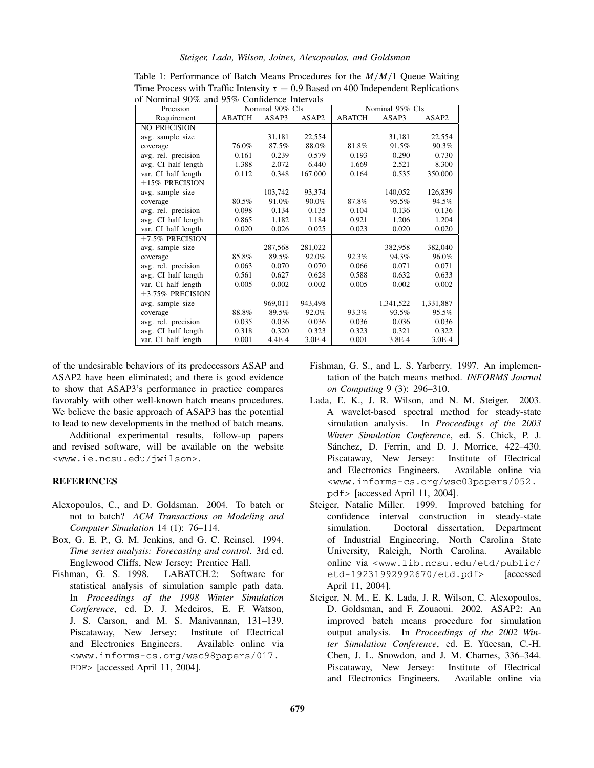Table 1: Performance of Batch Means Procedures for the $M/M/1$ Queue Waiting Time Process with Traffic Intensity $\tau = 0.9$ Based on 400 Independent Replications of Nominal 90% and 95% Confidence Intervals

| Precision Requirement | Nominal 90% CIs | | | Nominal 95% CIs | | |
|---|---|---|---|---|---|---|
| | ABATCH | ASAP3 | ASAP2 | ABATCH | ASAP3 | ASAP2 |
| NO PRECISION | | | | | | |
| avg. sample size | | 31,181 | 22,554 | | 31,181 | 22,554 |
| coverage | 76.0% | 87.5% | 88.0% | 81.8% | 91.5% | 90.3% |
| avg. rel. precision | 0.161 | 0.239 | 0.579 | 0.193 | 0.290 | 0.730 |
| avg. CI half length | 1.388 | 2.072 | 6.440 | 1.669 | 2.521 | 8.300 |
| var. CI half length | 0.112 | 0.348 | 167.000 | 0.164 | 0.535 | 350.000 |
| ±15% PRECISION | | | | | | |
| avg. sample size | | 103,742 | 93,374 | | 140,052 | 126,839 |
| coverage | 80.5% | 91.0% | 90.0% | 87.8% | 95.5% | 94.5% |
| avg. rel. precision | 0.098 | 0.134 | 0.135 | 0.104 | 0.136 | 0.136 |
| avg. CI half length | 0.865 | 1.182 | 1.184 | 0.921 | 1.206 | 1.204 |
| var. CI half length | 0.020 | 0.026 | 0.025 | 0.023 | 0.020 | 0.020 |
| ±7.5% PRECISION | | | | | | |
| avg. sample size | | 287,568 | 281,022 | | 382,958 | 382,040 |
| coverage | 85.8% | 89.5% | 92.0% | 92.3% | 94.3% | 96.0% |
| avg. rel. precision | 0.063 | 0.070 | 0.070 | 0.066 | 0.071 | 0.071 |
| avg. CI half length | 0.561 | 0.627 | 0.628 | 0.588 | 0.632 | 0.633 |
| var. CI half length | 0.005 | 0.002 | 0.002 | 0.005 | 0.002 | 0.002 |
| ±3.75% PRECISION | | | | | | |
| avg. sample size | | 969,011 | 943,498 | | 1,341,522 | 1,331,887 |
| coverage | 88.8% | 89.5% | 92.0% | 93.3% | 93.5% | 95.5% |
| avg. rel. precision | 0.035 | 0.036 | 0.036 | 0.036 | 0.036 | 0.036 |
| avg. CI half length | 0.318 | 0.320 | 0.323 | 0.323 | 0.321 | 0.322 |
| var. CI half length | 0.001 | 4.4E-4 | 3.0E-4 | 0.001 | 3.8E-4 | 3.0E-4 |

of the undesirable behaviors of its predecessors ASAP and ASAP2 have been eliminated; and there is good evidence to show that ASAP3's performance in practice compares favorably with other well-known batch means procedures. We believe the basic approach of ASAP3 has the potential to lead to new developments in the method of batch means.

Additional experimental results, follow-up papers and revised software, will be available on the website <www.ie.ncsu.edu/jwilson>.

## REFERENCES

Alexopoulos, C., and D. Goldsman. 2004. To batch or not to batch? *ACM Transactions on Modeling and Computer Simulation* 14 (1): 76–114.

Box, G. E. P., G. M. Jenkins, and G. C. Reinsel. 1994. *Time series analysis: Forecasting and control*. 3rd ed. Englewood Cliffs, New Jersey: Prentice Hall.

Fishman, G. S. 1998. LABATCH.2: Software for statistical analysis of simulation sample path data. In *Proceedings of the 1998 Winter Simulation Conference*, ed. D. J. Medeiros, E. F. Watson, J. S. Carson, and M. S. Manivannan, 131–139. Piscataway, New Jersey: Institute of Electrical and Electronics Engineers. Available online via <www.informs-cs.org/wsc98papers/017.PDF> [accessed April 11, 2004].

Fishman, G. S., and L. S. Yarberry. 1997. An implementation of the batch means method. *INFORMS Journal on Computing* 9 (3): 296–310.

Lada, E. K., J. R. Wilson, and N. M. Steiger. 2003. A wavelet-based spectral method for steady-state simulation analysis. In *Proceedings of the 2003 Winter Simulation Conference*, ed. S. Chick, P. J. Sánchez, D. Ferrin, and D. J. Morrice, 422–430. Piscataway, New Jersey: Institute of Electrical and Electronics Engineers. Available online via <www.informs-cs.org/wsc03papers/052.pdf> [accessed April 11, 2004].

Steiger, Natalie Miller. 1999. Improved batching for confidence interval construction in steady-state simulation. Doctoral dissertation, Department of Industrial Engineering, North Carolina State University, Raleigh, North Carolina. Available online via <www.lib.ncsu.edu/etd/public/etd-19231992992670/etd.pdf> [accessed April 11, 2004].

Steiger, N. M., E. K. Lada, J. R. Wilson, C. Alexopoulos, D. Goldsman, and F. Zouaoui. 2002. ASAP2: An improved batch means procedure for simulation output analysis. In *Proceedings of the 2002 Winter Simulation Conference*, ed. E. Yücesan, C.-H. Chen, J. L. Snowdon, and J. M. Charnes, 336–344. Piscataway, New Jersey: Institute of Electrical and Electronics Engineers. Available online via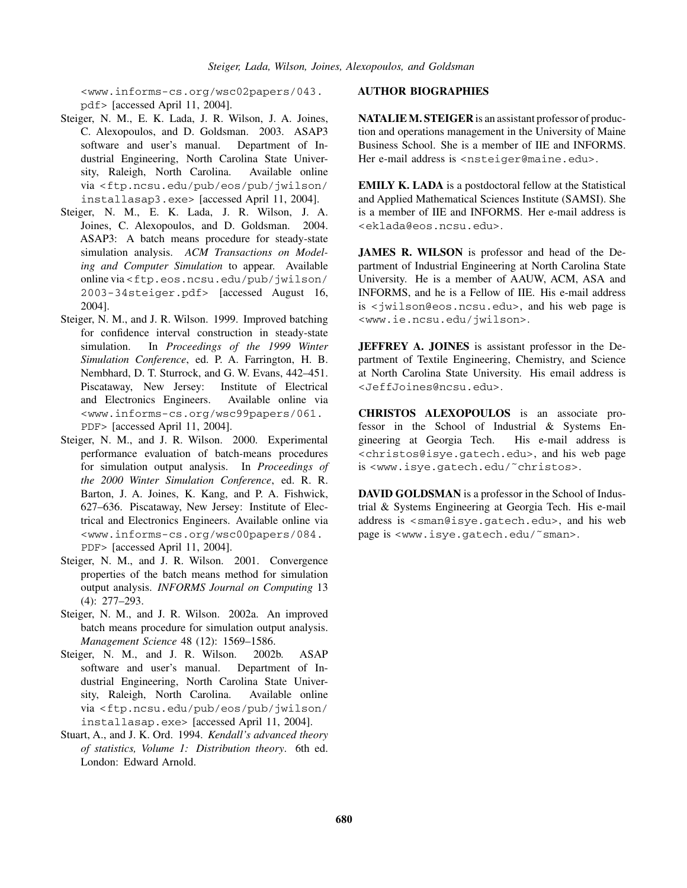<www.informs-cs.org/wsc02papers/043.pdf> [accessed April 11, 2004].

Steiger, N. M., E. K. Lada, J. R. Wilson, J. A. Joines, C. Alexopoulos, and D. Goldsman. 2003. ASAP3 software and user's manual. Department of Industrial Engineering, North Carolina State University, Raleigh, North Carolina. Available online via <ftp.ncsu.edu/pub/eos/pub/jwilson/installasap3.exe> [accessed April 11, 2004].

Steiger, N. M., E. K. Lada, J. R. Wilson, J. A. Joines, C. Alexopoulos, and D. Goldsman. 2004. ASAP3: A batch means procedure for steady-state simulation analysis. *ACM Transactions on Modeling and Computer Simulation* to appear. Available online via <ftp.eos.ncsu.edu/pub/jwilson/2003-34steiger.pdf> [accessed August 16, 2004].

Steiger, N. M., and J. R. Wilson. 1999. Improved batching for confidence interval construction in steady-state simulation. In *Proceedings of the 1999 Winter Simulation Conference*, ed. P. A. Farrington, H. B. Nembhard, D. T. Sturrock, and G. W. Evans, 442–451. Piscataway, New Jersey: Institute of Electrical and Electronics Engineers. Available online via <www.informs-cs.org/wsc99papers/061.PDF> [accessed April 11, 2004].

Steiger, N. M., and J. R. Wilson. 2000. Experimental performance evaluation of batch-means procedures for simulation output analysis. In *Proceedings of the 2000 Winter Simulation Conference*, ed. R. R. Barton, J. A. Joines, K. Kang, and P. A. Fishwick, 627–636. Piscataway, New Jersey: Institute of Electrical and Electronics Engineers. Available online via <www.informs-cs.org/wsc00papers/084.PDF> [accessed April 11, 2004].

Steiger, N. M., and J. R. Wilson. 2001. Convergence properties of the batch means method for simulation output analysis. *INFORMS Journal on Computing* 13 (4): 277–293.

Steiger, N. M., and J. R. Wilson. 2002a. An improved batch means procedure for simulation output analysis. *Management Science* 48 (12): 1569–1586.

Steiger, N. M., and J. R. Wilson. 2002b. ASAP software and user's manual. Department of Industrial Engineering, North Carolina State University, Raleigh, North Carolina. Available online via <ftp.ncsu.edu/pub/eos/pub/jwilson/installasap.exe> [accessed April 11, 2004].

Stuart, A., and J. K. Ord. 1994. *Kendall's advanced theory of statistics, Volume 1: Distribution theory*. 6th ed. London: Edward Arnold.

## AUTHOR BIOGRAPHIES

**NATALIE M. STEIGER** is an assistant professor of production and operations management in the University of Maine Business School. She is a member of IIE and INFORMS. Her e-mail address is <nsteiger@maine.edu>.

**EMILY K. LADA** is a postdoctoral fellow at the Statistical and Applied Mathematical Sciences Institute (SAMSI). She is a member of IIE and INFORMS. Her e-mail address is <eklada@eos.ncsu.edu>.

**JAMES R. WILSON** is professor and head of the Department of Industrial Engineering at North Carolina State University. He is a member of AAUW, ACM, ASA and INFORMS, and he is a Fellow of IIE. His e-mail address is <jwilson@eos.ncsu.edu>, and his web page is <www.ie.ncsu.edu/jwilson>.

**JEFFREY A. JOINES** is assistant professor in the Department of Textile Engineering, Chemistry, and Science at North Carolina State University. His email address is <JeffJoines@ncsu.edu>.

**CHRISTOS ALEXOPOULOS** is an associate professor in the School of Industrial & Systems Engineering at Georgia Tech. His e-mail address is <christos@isye.gatech.edu>, and his web page is <www.isye.gatech.edu/~christos>.

**DAVID GOLDSMAN** is a professor in the School of Industrial & Systems Engineering at Georgia Tech. His e-mail address is <sman@isye.gatech.edu>, and his web page is <www.isye.gatech.edu/~sman>.